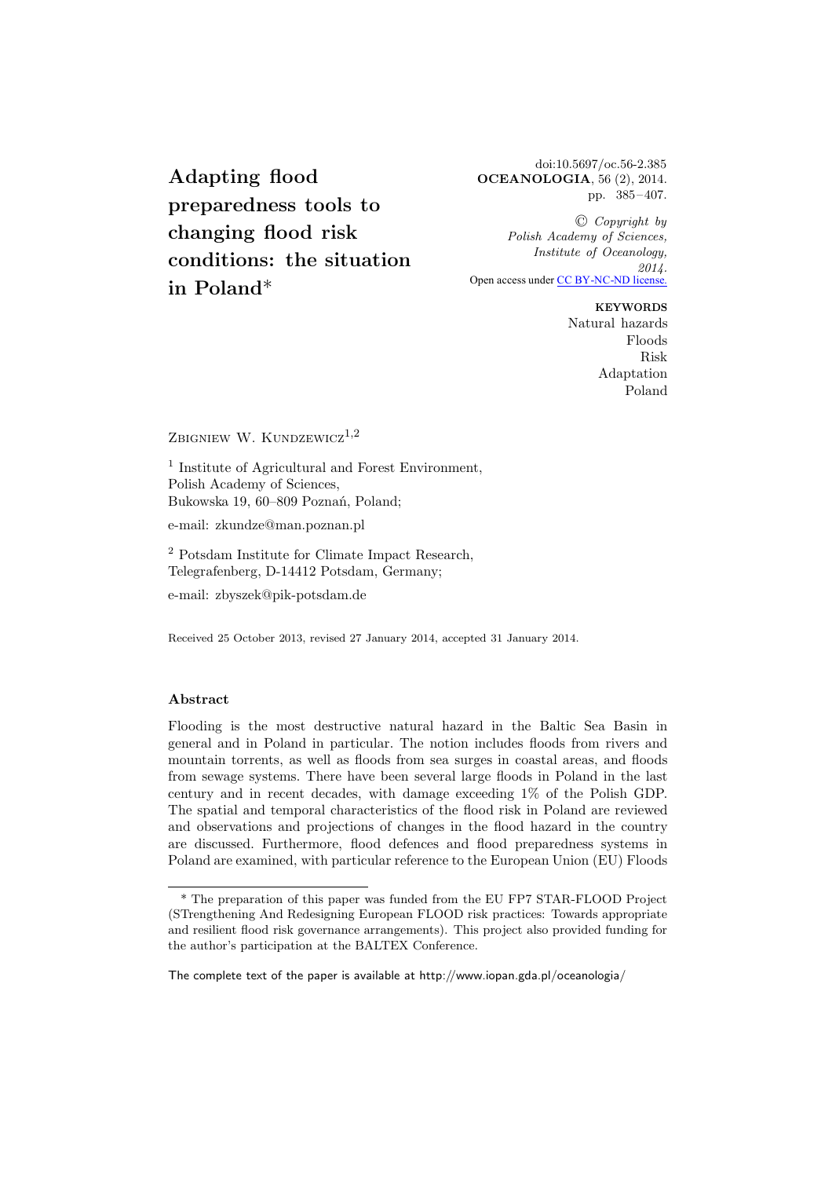# Adapting flood preparedness tools to changing flood risk conditions: the situation in Poland*

doi:10.5697/oc.56-2.385
**OCEANOLOGIA**, 56 (2), 2014.
pp. 385–407.

© *Copyright by Polish Academy of Sciences, Institute of Oceanology, 2014.*
Open access under CC BY-NC-ND license.

**KEYWORDS**
Natural hazards
Floods
Risk
Adaptation
Poland

Zbigniew W. Kundzewicz[1,2]

[1] Institute of Agricultural and Forest Environment,
Polish Academy of Sciences,
Bukowska 19, 60–809 Poznań, Poland;

e-mail: zkundze@man.poznan.pl

[2] Potsdam Institute for Climate Impact Research,
Telegrafenberg, D-14412 Potsdam, Germany;

e-mail: zbyszek@pik-potsdam.de

Received 25 October 2013, revised 27 January 2014, accepted 31 January 2014.

## Abstract

Flooding is the most destructive natural hazard in the Baltic Sea Basin in general and in Poland in particular. The notion includes floods from rivers and mountain torrents, as well as floods from sea surges in coastal areas, and floods from sewage systems. There have been several large floods in Poland in the last century and in recent decades, with damage exceeding 1% of the Polish GDP. The spatial and temporal characteristics of the flood risk in Poland are reviewed and observations and projections of changes in the flood hazard in the country are discussed. Furthermore, flood defences and flood preparedness systems in Poland are examined, with particular reference to the European Union (EU) Floods

---

* The preparation of this paper was funded from the EU FP7 STAR-FLOOD Project (STrengthening And Redesigning European FLOOD risk practices: Towards appropriate and resilient flood risk governance arrangements). This project also provided funding for the author's participation at the BALTEX Conference.

The complete text of the paper is available at http://www.iopan.gda.pl/oceanologia/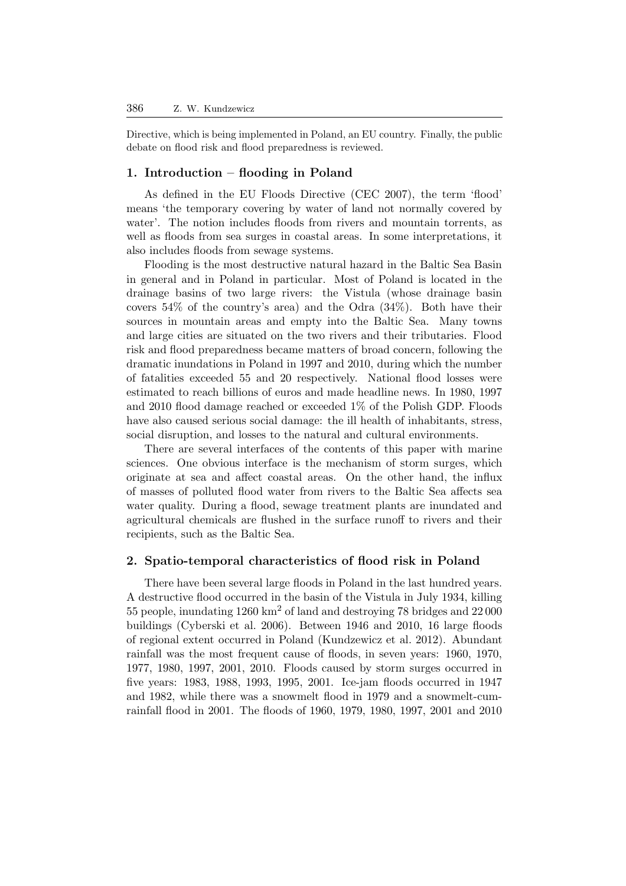Directive, which is being implemented in Poland, an EU country. Finally, the public debate on flood risk and flood preparedness is reviewed.

## 1. Introduction – flooding in Poland

As defined in the EU Floods Directive (CEC 2007), the term 'flood' means 'the temporary covering by water of land not normally covered by water'. The notion includes floods from rivers and mountain torrents, as well as floods from sea surges in coastal areas. In some interpretations, it also includes floods from sewage systems.

Flooding is the most destructive natural hazard in the Baltic Sea Basin in general and in Poland in particular. Most of Poland is located in the drainage basins of two large rivers: the Vistula (whose drainage basin covers 54% of the country's area) and the Odra (34%). Both have their sources in mountain areas and empty into the Baltic Sea. Many towns and large cities are situated on the two rivers and their tributaries. Flood risk and flood preparedness became matters of broad concern, following the dramatic inundations in Poland in 1997 and 2010, during which the number of fatalities exceeded 55 and 20 respectively. National flood losses were estimated to reach billions of euros and made headline news. In 1980, 1997 and 2010 flood damage reached or exceeded 1% of the Polish GDP. Floods have also caused serious social damage: the ill health of inhabitants, stress, social disruption, and losses to the natural and cultural environments.

There are several interfaces of the contents of this paper with marine sciences. One obvious interface is the mechanism of storm surges, which originate at sea and affect coastal areas. On the other hand, the influx of masses of polluted flood water from rivers to the Baltic Sea affects sea water quality. During a flood, sewage treatment plants are inundated and agricultural chemicals are flushed in the surface runoff to rivers and their recipients, such as the Baltic Sea.

## 2. Spatio-temporal characteristics of flood risk in Poland

There have been several large floods in Poland in the last hundred years. A destructive flood occurred in the basin of the Vistula in July 1934, killing 55 people, inundating 1260 km$^2$ of land and destroying 78 bridges and 22 000 buildings (Cyberski et al. 2006). Between 1946 and 2010, 16 large floods of regional extent occurred in Poland (Kundzewicz et al. 2012). Abundant rainfall was the most frequent cause of floods, in seven years: 1960, 1970, 1977, 1980, 1997, 2001, 2010. Floods caused by storm surges occurred in five years: 1983, 1988, 1993, 1995, 2001. Ice-jam floods occurred in 1947 and 1982, while there was a snowmelt flood in 1979 and a snowmelt-cum-rainfall flood in 2001. The floods of 1960, 1979, 1980, 1997, 2001 and 2010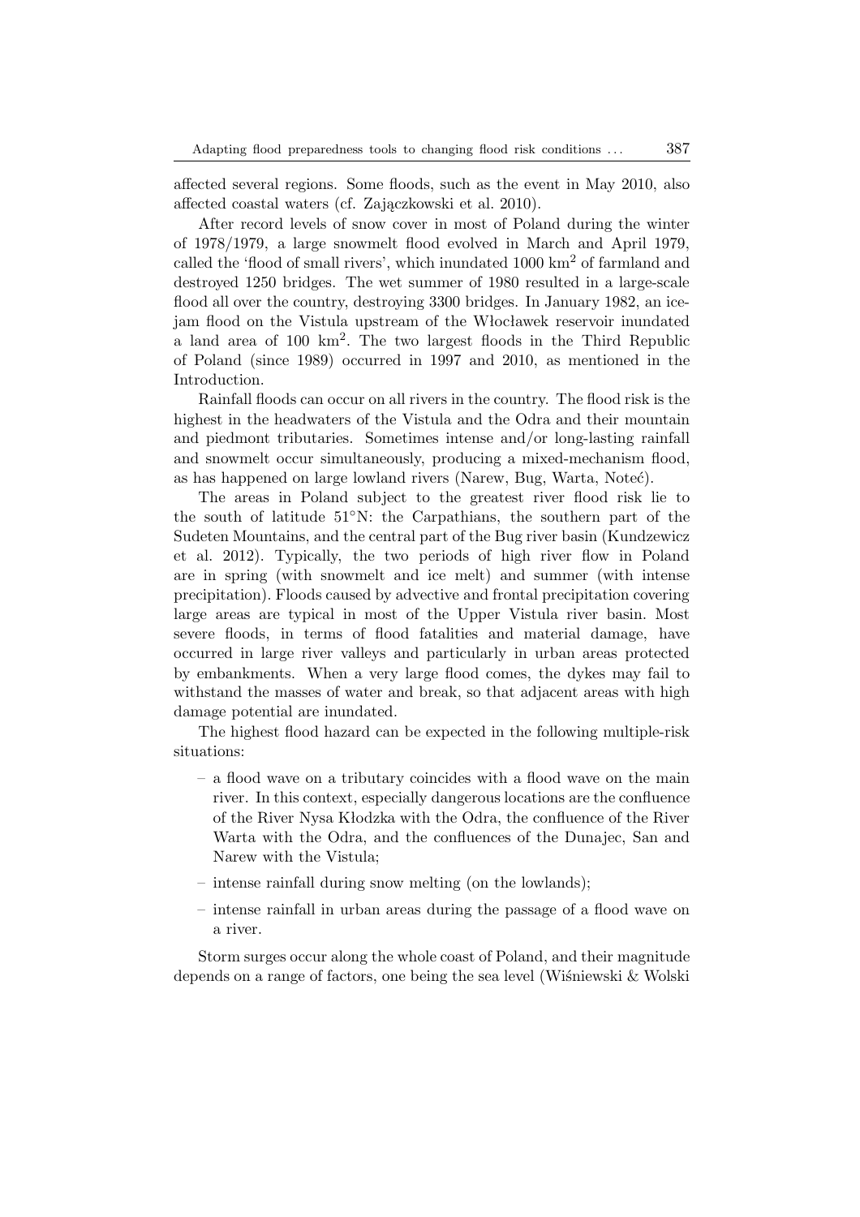affected several regions. Some floods, such as the event in May 2010, also affected coastal waters (cf. Zajączkowski et al. 2010).

After record levels of snow cover in most of Poland during the winter of 1978/1979, a large snowmelt flood evolved in March and April 1979, called the 'flood of small rivers', which inundated 1000 km$^2$ of farmland and destroyed 1250 bridges. The wet summer of 1980 resulted in a large-scale flood all over the country, destroying 3300 bridges. In January 1982, an ice-jam flood on the Vistula upstream of the Włocławek reservoir inundated a land area of 100 km$^2$. The two largest floods in the Third Republic of Poland (since 1989) occurred in 1997 and 2010, as mentioned in the Introduction.

Rainfall floods can occur on all rivers in the country. The flood risk is the highest in the headwaters of the Vistula and the Odra and their mountain and piedmont tributaries. Sometimes intense and/or long-lasting rainfall and snowmelt occur simultaneously, producing a mixed-mechanism flood, as has happened on large lowland rivers (Narew, Bug, Warta, Noteć).

The areas in Poland subject to the greatest river flood risk lie to the south of latitude 51°N: the Carpathians, the southern part of the Sudeten Mountains, and the central part of the Bug river basin (Kundzewicz et al. 2012). Typically, the two periods of high river flow in Poland are in spring (with snowmelt and ice melt) and summer (with intense precipitation). Floods caused by advective and frontal precipitation covering large areas are typical in most of the Upper Vistula river basin. Most severe floods, in terms of flood fatalities and material damage, have occurred in large river valleys and particularly in urban areas protected by embankments. When a very large flood comes, the dykes may fail to withstand the masses of water and break, so that adjacent areas with high damage potential are inundated.

The highest flood hazard can be expected in the following multiple-risk situations:

- a flood wave on a tributary coincides with a flood wave on the main river. In this context, especially dangerous locations are the confluence of the River Nysa Kłodzka with the Odra, the confluence of the River Warta with the Odra, and the confluences of the Dunajec, San and Narew with the Vistula;
- intense rainfall during snow melting (on the lowlands);
- intense rainfall in urban areas during the passage of a flood wave on a river.

Storm surges occur along the whole coast of Poland, and their magnitude depends on a range of factors, one being the sea level (Wiśniewski & Wolski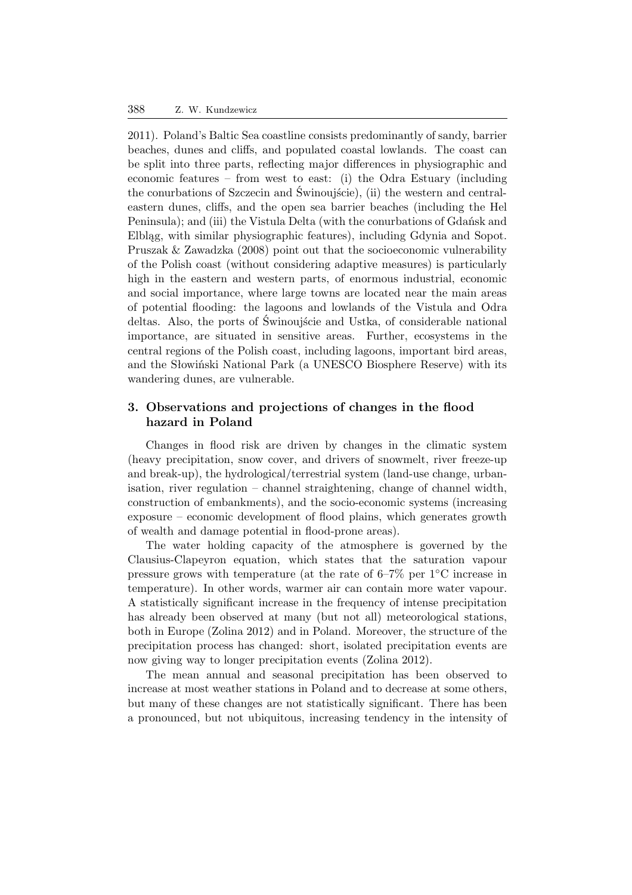2011). Poland's Baltic Sea coastline consists predominantly of sandy, barrier beaches, dunes and cliffs, and populated coastal lowlands. The coast can be split into three parts, reflecting major differences in physiographic and economic features – from west to east: (i) the Odra Estuary (including the conurbations of Szczecin and Świnoujście), (ii) the western and central-eastern dunes, cliffs, and the open sea barrier beaches (including the Hel Peninsula); and (iii) the Vistula Delta (with the conurbations of Gdańsk and Elbląg, with similar physiographic features), including Gdynia and Sopot. Pruszak & Zawadzka (2008) point out that the socioeconomic vulnerability of the Polish coast (without considering adaptive measures) is particularly high in the eastern and western parts, of enormous industrial, economic and social importance, where large towns are located near the main areas of potential flooding: the lagoons and lowlands of the Vistula and Odra deltas. Also, the ports of Świnoujście and Ustka, of considerable national importance, are situated in sensitive areas. Further, ecosystems in the central regions of the Polish coast, including lagoons, important bird areas, and the Słowiński National Park (a UNESCO Biosphere Reserve) with its wandering dunes, are vulnerable.

## 3. Observations and projections of changes in the flood hazard in Poland

Changes in flood risk are driven by changes in the climatic system (heavy precipitation, snow cover, and drivers of snowmelt, river freeze-up and break-up), the hydrological/terrestrial system (land-use change, urbanisation, river regulation – channel straightening, change of channel width, construction of embankments), and the socio-economic systems (increasing exposure – economic development of flood plains, which generates growth of wealth and damage potential in flood-prone areas).

The water holding capacity of the atmosphere is governed by the Clausius-Clapeyron equation, which states that the saturation vapour pressure grows with temperature (at the rate of 6–7% per 1°C increase in temperature). In other words, warmer air can contain more water vapour. A statistically significant increase in the frequency of intense precipitation has already been observed at many (but not all) meteorological stations, both in Europe (Zolina 2012) and in Poland. Moreover, the structure of the precipitation process has changed: short, isolated precipitation events are now giving way to longer precipitation events (Zolina 2012).

The mean annual and seasonal precipitation has been observed to increase at most weather stations in Poland and to decrease at some others, but many of these changes are not statistically significant. There has been a pronounced, but not ubiquitous, increasing tendency in the intensity of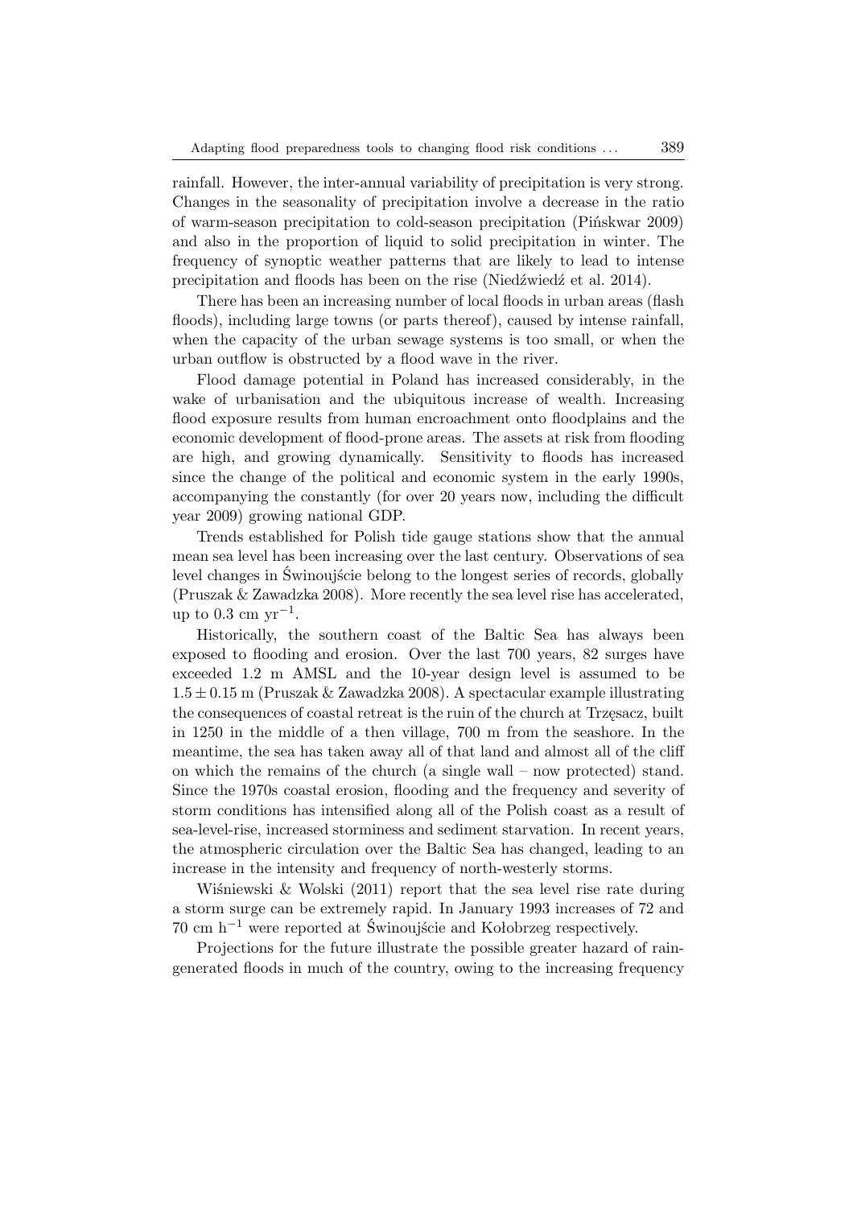rainfall. However, the inter-annual variability of precipitation is very strong. Changes in the seasonality of precipitation involve a decrease in the ratio of warm-season precipitation to cold-season precipitation (Pińskwar 2009) and also in the proportion of liquid to solid precipitation in winter. The frequency of synoptic weather patterns that are likely to lead to intense precipitation and floods has been on the rise (Niedźwiedź et al. 2014).

There has been an increasing number of local floods in urban areas (flash floods), including large towns (or parts thereof), caused by intense rainfall, when the capacity of the urban sewage systems is too small, or when the urban outflow is obstructed by a flood wave in the river.

Flood damage potential in Poland has increased considerably, in the wake of urbanisation and the ubiquitous increase of wealth. Increasing flood exposure results from human encroachment onto floodplains and the economic development of flood-prone areas. The assets at risk from flooding are high, and growing dynamically. Sensitivity to floods has increased since the change of the political and economic system in the early 1990s, accompanying the constantly (for over 20 years now, including the difficult year 2009) growing national GDP.

Trends established for Polish tide gauge stations show that the annual mean sea level has been increasing over the last century. Observations of sea level changes in Świnoujście belong to the longest series of records, globally (Pruszak & Zawadzka 2008). More recently the sea level rise has accelerated, up to 0.3 cm $yr^{-1}$.

Historically, the southern coast of the Baltic Sea has always been exposed to flooding and erosion. Over the last 700 years, 82 surges have exceeded 1.2 m AMSL and the 10-year design level is assumed to be $1.5 \pm 0.15$ m (Pruszak & Zawadzka 2008). A spectacular example illustrating the consequences of coastal retreat is the ruin of the church at Trzęsacz, built in 1250 in the middle of a then village, 700 m from the seashore. In the meantime, the sea has taken away all of that land and almost all of the cliff on which the remains of the church (a single wall – now protected) stand. Since the 1970s coastal erosion, flooding and the frequency and severity of storm conditions has intensified along all of the Polish coast as a result of sea-level-rise, increased storminess and sediment starvation. In recent years, the atmospheric circulation over the Baltic Sea has changed, leading to an increase in the intensity and frequency of north-westerly storms.

Wiśniewski & Wolski (2011) report that the sea level rise rate during a storm surge can be extremely rapid. In January 1993 increases of 72 and 70 cm $h^{-1}$ were reported at Świnoujście and Kołobrzeg respectively.

Projections for the future illustrate the possible greater hazard of rain-generated floods in much of the country, owing to the increasing frequency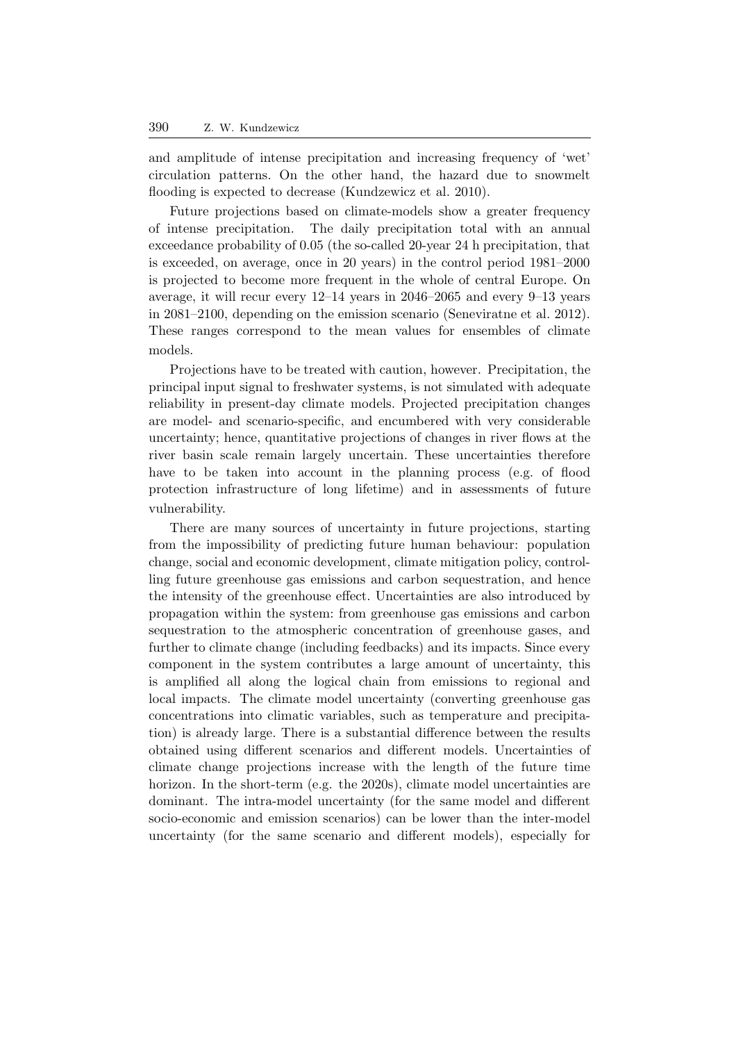and amplitude of intense precipitation and increasing frequency of 'wet' circulation patterns. On the other hand, the hazard due to snowmelt flooding is expected to decrease (Kundzewicz et al. 2010).

Future projections based on climate-models show a greater frequency of intense precipitation. The daily precipitation total with an annual exceedance probability of 0.05 (the so-called 20-year 24 h precipitation, that is exceeded, on average, once in 20 years) in the control period 1981–2000 is projected to become more frequent in the whole of central Europe. On average, it will recur every 12–14 years in 2046–2065 and every 9–13 years in 2081–2100, depending on the emission scenario (Seneviratne et al. 2012). These ranges correspond to the mean values for ensembles of climate models.

Projections have to be treated with caution, however. Precipitation, the principal input signal to freshwater systems, is not simulated with adequate reliability in present-day climate models. Projected precipitation changes are model- and scenario-specific, and encumbered with very considerable uncertainty; hence, quantitative projections of changes in river flows at the river basin scale remain largely uncertain. These uncertainties therefore have to be taken into account in the planning process (e.g. of flood protection infrastructure of long lifetime) and in assessments of future vulnerability.

There are many sources of uncertainty in future projections, starting from the impossibility of predicting future human behaviour: population change, social and economic development, climate mitigation policy, controlling future greenhouse gas emissions and carbon sequestration, and hence the intensity of the greenhouse effect. Uncertainties are also introduced by propagation within the system: from greenhouse gas emissions and carbon sequestration to the atmospheric concentration of greenhouse gases, and further to climate change (including feedbacks) and its impacts. Since every component in the system contributes a large amount of uncertainty, this is amplified all along the logical chain from emissions to regional and local impacts. The climate model uncertainty (converting greenhouse gas concentrations into climatic variables, such as temperature and precipitation) is already large. There is a substantial difference between the results obtained using different scenarios and different models. Uncertainties of climate change projections increase with the length of the future time horizon. In the short-term (e.g. the 2020s), climate model uncertainties are dominant. The intra-model uncertainty (for the same model and different socio-economic and emission scenarios) can be lower than the inter-model uncertainty (for the same scenario and different models), especially for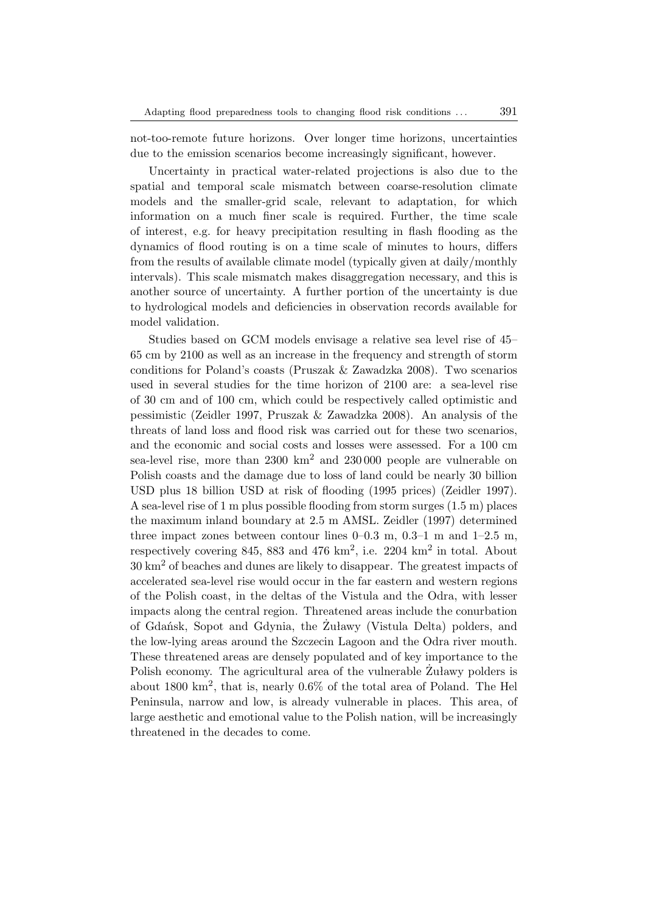not-too-remote future horizons. Over longer time horizons, uncertainties due to the emission scenarios become increasingly significant, however.

Uncertainty in practical water-related projections is also due to the spatial and temporal scale mismatch between coarse-resolution climate models and the smaller-grid scale, relevant to adaptation, for which information on a much finer scale is required. Further, the time scale of interest, e.g. for heavy precipitation resulting in flash flooding as the dynamics of flood routing is on a time scale of minutes to hours, differs from the results of available climate model (typically given at daily/monthly intervals). This scale mismatch makes disaggregation necessary, and this is another source of uncertainty. A further portion of the uncertainty is due to hydrological models and deficiencies in observation records available for model validation.

Studies based on GCM models envisage a relative sea level rise of 45–65 cm by 2100 as well as an increase in the frequency and strength of storm conditions for Poland's coasts (Pruszak & Zawadzka 2008). Two scenarios used in several studies for the time horizon of 2100 are: a sea-level rise of 30 cm and of 100 cm, which could be respectively called optimistic and pessimistic (Zeidler 1997, Pruszak & Zawadzka 2008). An analysis of the threats of land loss and flood risk was carried out for these two scenarios, and the economic and social costs and losses were assessed. For a 100 cm sea-level rise, more than 2300 km$^2$ and 230 000 people are vulnerable on Polish coasts and the damage due to loss of land could be nearly 30 billion USD plus 18 billion USD at risk of flooding (1995 prices) (Zeidler 1997). A sea-level rise of 1 m plus possible flooding from storm surges (1.5 m) places the maximum inland boundary at 2.5 m AMSL. Zeidler (1997) determined three impact zones between contour lines 0–0.3 m, 0.3–1 m and 1–2.5 m, respectively covering 845, 883 and 476 km$^2$, i.e. 2204 km$^2$ in total. About 30 km$^2$ of beaches and dunes are likely to disappear. The greatest impacts of accelerated sea-level rise would occur in the far eastern and western regions of the Polish coast, in the deltas of the Vistula and the Odra, with lesser impacts along the central region. Threatened areas include the conurbation of Gdańsk, Sopot and Gdynia, the Żuławy (Vistula Delta) polders, and the low-lying areas around the Szczecin Lagoon and the Odra river mouth. These threatened areas are densely populated and of key importance to the Polish economy. The agricultural area of the vulnerable Żuławy polders is about 1800 km$^2$, that is, nearly 0.6% of the total area of Poland. The Hel Peninsula, narrow and low, is already vulnerable in places. This area, of large aesthetic and emotional value to the Polish nation, will be increasingly threatened in the decades to come.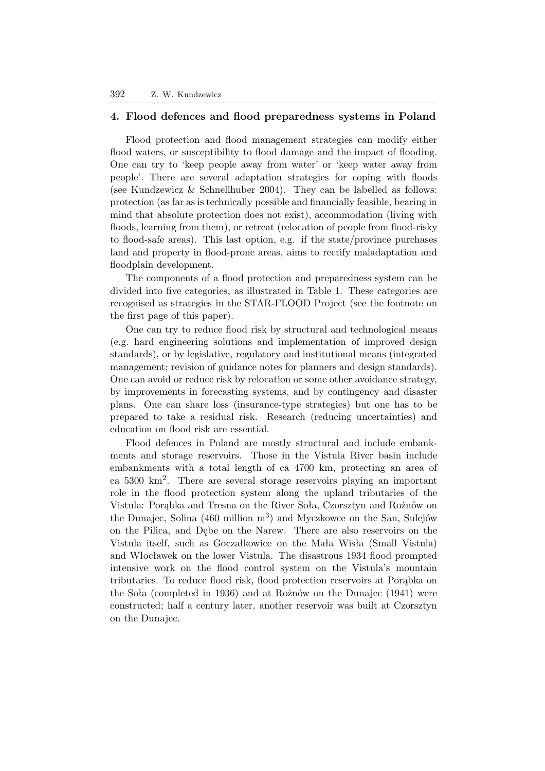## 4. Flood defences and flood preparedness systems in Poland

Flood protection and flood management strategies can modify either flood waters, or susceptibility to flood damage and the impact of flooding. One can try to 'keep people away from water' or 'keep water away from people'. There are several adaptation strategies for coping with floods (see Kundzewicz & Schnellhuber 2004). They can be labelled as follows: protection (as far as is technically possible and financially feasible, bearing in mind that absolute protection does not exist), accommodation (living with floods, learning from them), or retreat (relocation of people from flood-risky to flood-safe areas). This last option, e.g. if the state/province purchases land and property in flood-prone areas, aims to rectify maladaptation and floodplain development.

The components of a flood protection and preparedness system can be divided into five categories, as illustrated in Table 1. These categories are recognised as strategies in the STAR-FLOOD Project (see the footnote on the first page of this paper).

One can try to reduce flood risk by structural and technological means (e.g. hard engineering solutions and implementation of improved design standards), or by legislative, regulatory and institutional means (integrated management; revision of guidance notes for planners and design standards). One can avoid or reduce risk by relocation or some other avoidance strategy, by improvements in forecasting systems, and by contingency and disaster plans. One can share loss (insurance-type strategies) but one has to be prepared to take a residual risk. Research (reducing uncertainties) and education on flood risk are essential.

Flood defences in Poland are mostly structural and include embankments and storage reservoirs. Those in the Vistula River basin include embankments with a total length of ca 4700 km, protecting an area of ca 5300 km$^2$. There are several storage reservoirs playing an important role in the flood protection system along the upland tributaries of the Vistula: Porąbka and Tresna on the River Soła, Czorsztyn and Rożnów on the Dunajec, Solina (460 million m$^3$) and Myczkowce on the San, Sulejów on the Pilica, and Dębe on the Narew. There are also reservoirs on the Vistula itself, such as Goczałkowice on the Mała Wisła (Small Vistula) and Włocławek on the lower Vistula. The disastrous 1934 flood prompted intensive work on the flood control system on the Vistula's mountain tributaries. To reduce flood risk, flood protection reservoirs at Porąbka on the Soła (completed in 1936) and at Rożnów on the Dunajec (1941) were constructed; half a century later, another reservoir was built at Czorsztyn on the Dunajec.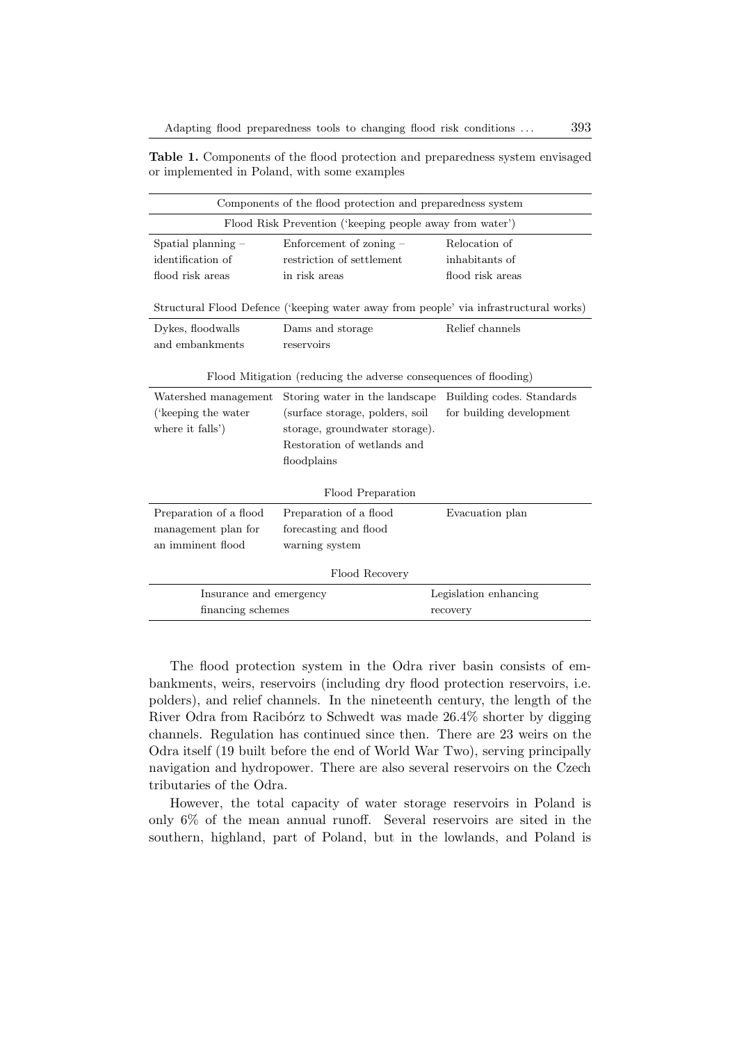**Table 1.** Components of the flood protection and preparedness system envisaged or implemented in Poland, with some examples

| Components of the flood protection and preparedness system | | |
|---|---|---|
| **Flood Risk Prevention ('keeping people away from water')** | | |
| Spatial planning – identification of flood risk areas | Enforcement of zoning – restriction of settlement in risk areas | Relocation of inhabitants of flood risk areas |
| **Structural Flood Defence ('keeping water away from people' via infrastructural works)** | | |
| Dykes, floodwalls and embankments | Dams and storage reservoirs | Relief channels |
| **Flood Mitigation (reducing the adverse consequences of flooding)** | | |
| Watershed management ('keeping the water where it falls') | Storing water in the landscape (surface storage, polders, soil storage, groundwater storage). Restoration of wetlands and floodplains | Building codes. Standards for building development |
| **Flood Preparation** | | |
| Preparation of a flood management plan for an imminent flood | Preparation of a flood forecasting and flood warning system | Evacuation plan |
| **Flood Recovery** | | |
| Insurance and emergency financing schemes | | Legislation enhancing recovery |

The flood protection system in the Odra river basin consists of embankments, weirs, reservoirs (including dry flood protection reservoirs, i.e. polders), and relief channels. In the nineteenth century, the length of the River Odra from Racibórz to Schwedt was made 26.4% shorter by digging channels. Regulation has continued since then. There are 23 weirs on the Odra itself (19 built before the end of World War Two), serving principally navigation and hydropower. There are also several reservoirs on the Czech tributaries of the Odra.

However, the total capacity of water storage reservoirs in Poland is only 6% of the mean annual runoff. Several reservoirs are sited in the southern, highland, part of Poland, but in the lowlands, and Poland is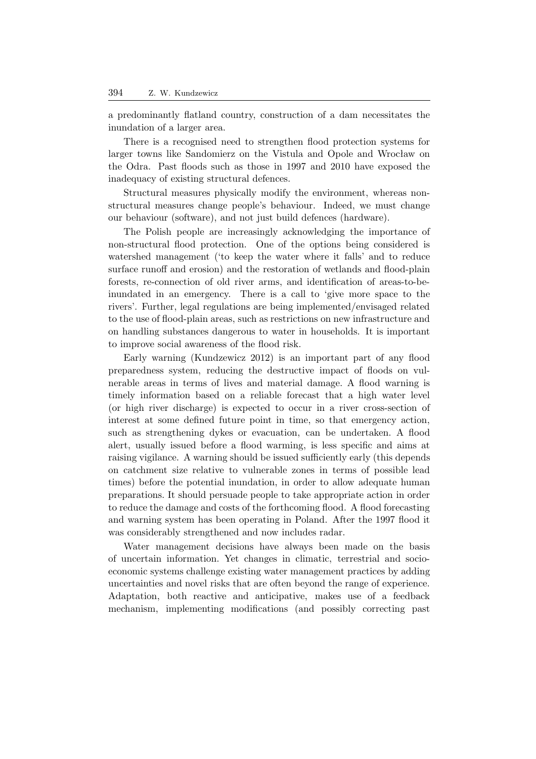a predominantly flatland country, construction of a dam necessitates the inundation of a larger area.

There is a recognised need to strengthen flood protection systems for larger towns like Sandomierz on the Vistula and Opole and Wrocław on the Odra. Past floods such as those in 1997 and 2010 have exposed the inadequacy of existing structural defences.

Structural measures physically modify the environment, whereas non-structural measures change people's behaviour. Indeed, we must change our behaviour (software), and not just build defences (hardware).

The Polish people are increasingly acknowledging the importance of non-structural flood protection. One of the options being considered is watershed management ('to keep the water where it falls' and to reduce surface runoff and erosion) and the restoration of wetlands and flood-plain forests, re-connection of old river arms, and identification of areas-to-be-inundated in an emergency. There is a call to 'give more space to the rivers'. Further, legal regulations are being implemented/envisaged related to the use of flood-plain areas, such as restrictions on new infrastructure and on handling substances dangerous to water in households. It is important to improve social awareness of the flood risk.

Early warning (Kundzewicz 2012) is an important part of any flood preparedness system, reducing the destructive impact of floods on vulnerable areas in terms of lives and material damage. A flood warning is timely information based on a reliable forecast that a high water level (or high river discharge) is expected to occur in a river cross-section of interest at some defined future point in time, so that emergency action, such as strengthening dykes or evacuation, can be undertaken. A flood alert, usually issued before a flood warming, is less specific and aims at raising vigilance. A warning should be issued sufficiently early (this depends on catchment size relative to vulnerable zones in terms of possible lead times) before the potential inundation, in order to allow adequate human preparations. It should persuade people to take appropriate action in order to reduce the damage and costs of the forthcoming flood. A flood forecasting and warning system has been operating in Poland. After the 1997 flood it was considerably strengthened and now includes radar.

Water management decisions have always been made on the basis of uncertain information. Yet changes in climatic, terrestrial and socio-economic systems challenge existing water management practices by adding uncertainties and novel risks that are often beyond the range of experience. Adaptation, both reactive and anticipative, makes use of a feedback mechanism, implementing modifications (and possibly correcting past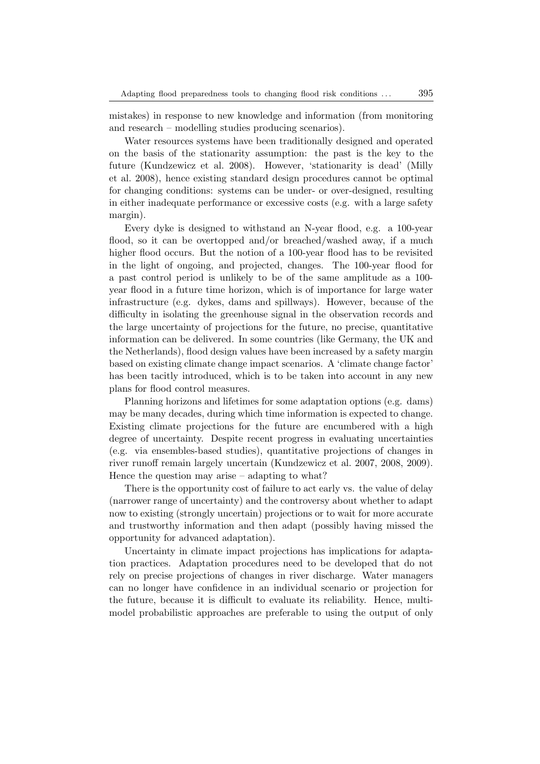mistakes) in response to new knowledge and information (from monitoring and research – modelling studies producing scenarios).

Water resources systems have been traditionally designed and operated on the basis of the stationarity assumption: the past is the key to the future (Kundzewicz et al. 2008). However, 'stationarity is dead' (Milly et al. 2008), hence existing standard design procedures cannot be optimal for changing conditions: systems can be under- or over-designed, resulting in either inadequate performance or excessive costs (e.g. with a large safety margin).

Every dyke is designed to withstand an N-year flood, e.g. a 100-year flood, so it can be overtopped and/or breached/washed away, if a much higher flood occurs. But the notion of a 100-year flood has to be revisited in the light of ongoing, and projected, changes. The 100-year flood for a past control period is unlikely to be of the same amplitude as a 100-year flood in a future time horizon, which is of importance for large water infrastructure (e.g. dykes, dams and spillways). However, because of the difficulty in isolating the greenhouse signal in the observation records and the large uncertainty of projections for the future, no precise, quantitative information can be delivered. In some countries (like Germany, the UK and the Netherlands), flood design values have been increased by a safety margin based on existing climate change impact scenarios. A 'climate change factor' has been tacitly introduced, which is to be taken into account in any new plans for flood control measures.

Planning horizons and lifetimes for some adaptation options (e.g. dams) may be many decades, during which time information is expected to change. Existing climate projections for the future are encumbered with a high degree of uncertainty. Despite recent progress in evaluating uncertainties (e.g. via ensembles-based studies), quantitative projections of changes in river runoff remain largely uncertain (Kundzewicz et al. 2007, 2008, 2009). Hence the question may arise – adapting to what?

There is the opportunity cost of failure to act early vs. the value of delay (narrower range of uncertainty) and the controversy about whether to adapt now to existing (strongly uncertain) projections or to wait for more accurate and trustworthy information and then adapt (possibly having missed the opportunity for advanced adaptation).

Uncertainty in climate impact projections has implications for adaptation practices. Adaptation procedures need to be developed that do not rely on precise projections of changes in river discharge. Water managers can no longer have confidence in an individual scenario or projection for the future, because it is difficult to evaluate its reliability. Hence, multi-model probabilistic approaches are preferable to using the output of only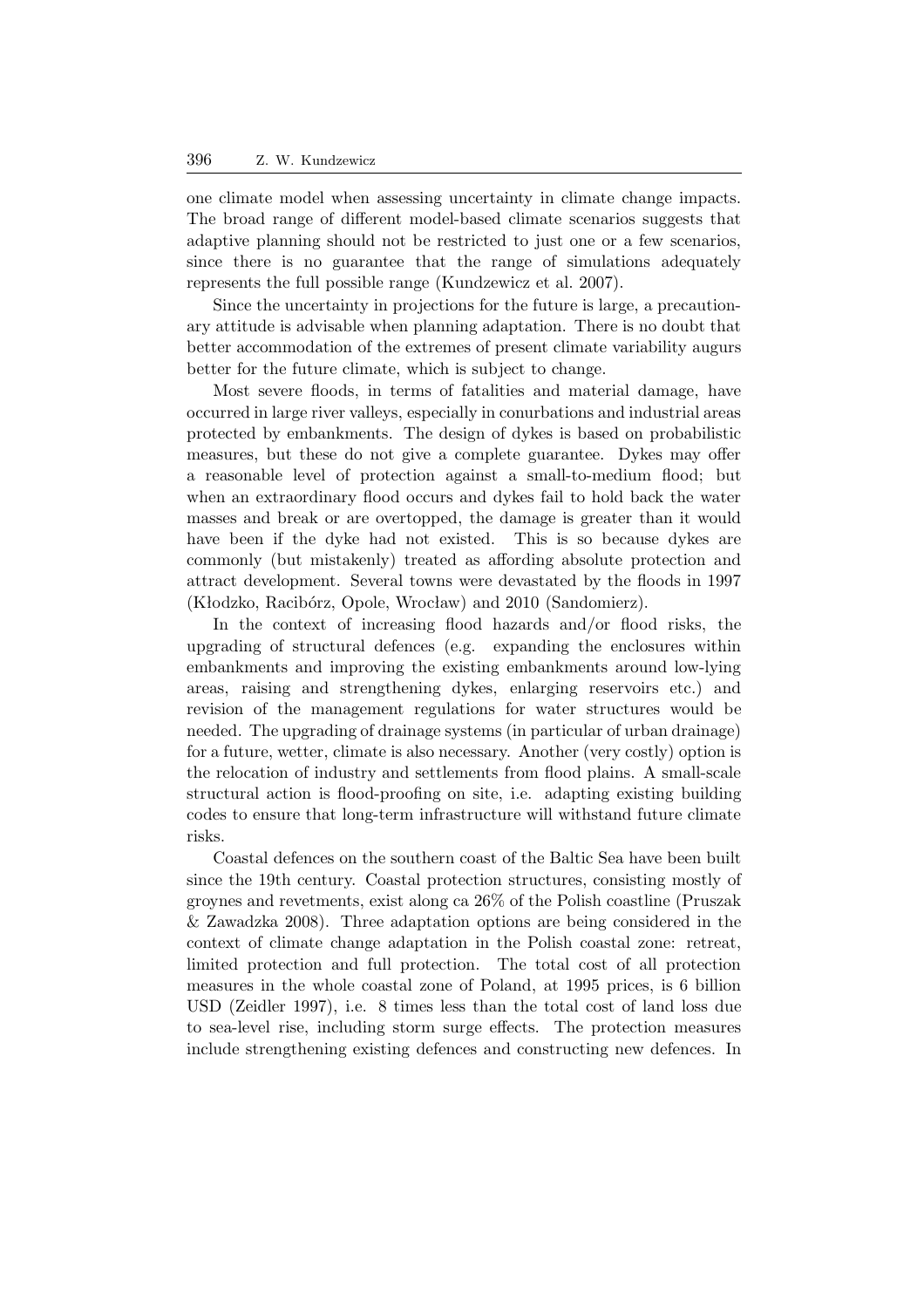one climate model when assessing uncertainty in climate change impacts. The broad range of different model-based climate scenarios suggests that adaptive planning should not be restricted to just one or a few scenarios, since there is no guarantee that the range of simulations adequately represents the full possible range (Kundzewicz et al. 2007).

Since the uncertainty in projections for the future is large, a precautionary attitude is advisable when planning adaptation. There is no doubt that better accommodation of the extremes of present climate variability augurs better for the future climate, which is subject to change.

Most severe floods, in terms of fatalities and material damage, have occurred in large river valleys, especially in conurbations and industrial areas protected by embankments. The design of dykes is based on probabilistic measures, but these do not give a complete guarantee. Dykes may offer a reasonable level of protection against a small-to-medium flood; but when an extraordinary flood occurs and dykes fail to hold back the water masses and break or are overtopped, the damage is greater than it would have been if the dyke had not existed. This is so because dykes are commonly (but mistakenly) treated as affording absolute protection and attract development. Several towns were devastated by the floods in 1997 (Kłodzko, Racibórz, Opole, Wrocław) and 2010 (Sandomierz).

In the context of increasing flood hazards and/or flood risks, the upgrading of structural defences (e.g. expanding the enclosures within embankments and improving the existing embankments around low-lying areas, raising and strengthening dykes, enlarging reservoirs etc.) and revision of the management regulations for water structures would be needed. The upgrading of drainage systems (in particular of urban drainage) for a future, wetter, climate is also necessary. Another (very costly) option is the relocation of industry and settlements from flood plains. A small-scale structural action is flood-proofing on site, i.e. adapting existing building codes to ensure that long-term infrastructure will withstand future climate risks.

Coastal defences on the southern coast of the Baltic Sea have been built since the 19th century. Coastal protection structures, consisting mostly of groynes and revetments, exist along ca 26% of the Polish coastline (Pruszak & Zawadzka 2008). Three adaptation options are being considered in the context of climate change adaptation in the Polish coastal zone: retreat, limited protection and full protection. The total cost of all protection measures in the whole coastal zone of Poland, at 1995 prices, is 6 billion USD (Zeidler 1997), i.e. 8 times less than the total cost of land loss due to sea-level rise, including storm surge effects. The protection measures include strengthening existing defences and constructing new defences. In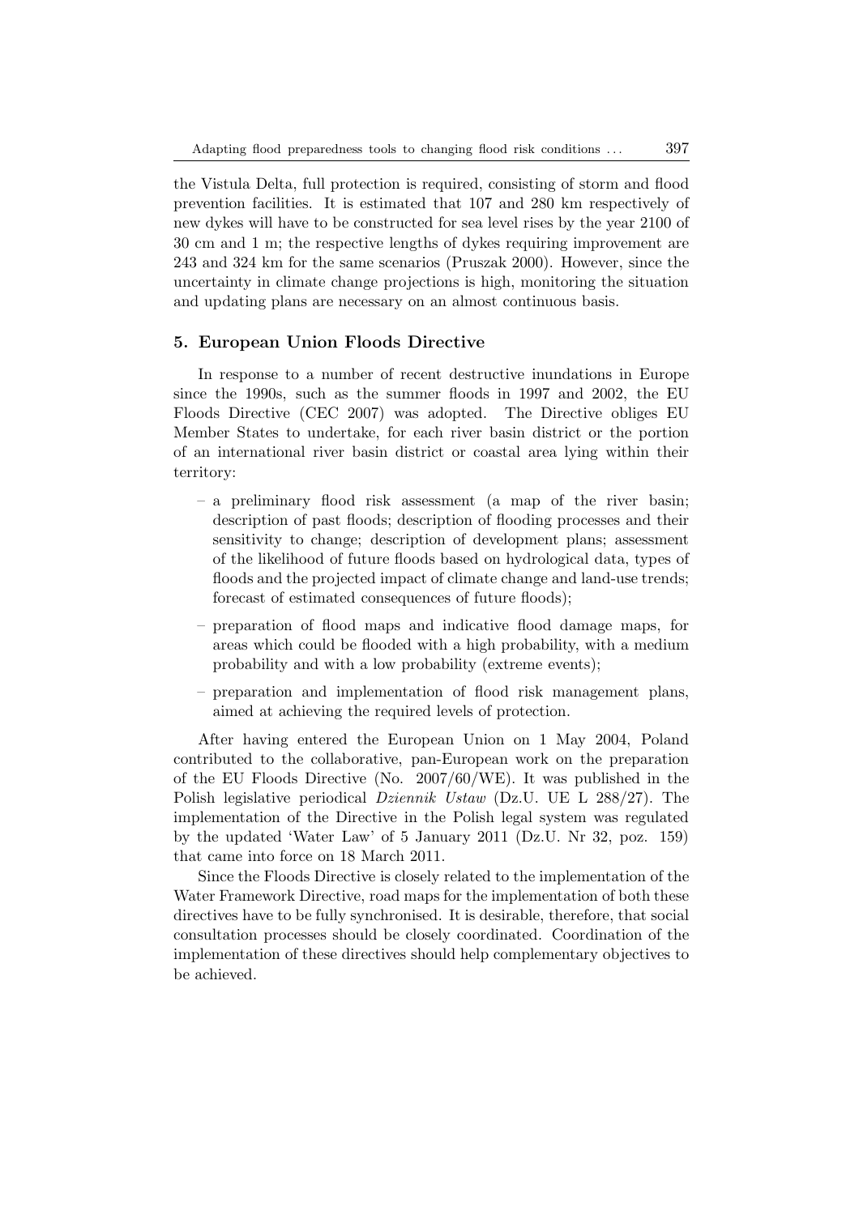the Vistula Delta, full protection is required, consisting of storm and flood prevention facilities. It is estimated that 107 and 280 km respectively of new dykes will have to be constructed for sea level rises by the year 2100 of 30 cm and 1 m; the respective lengths of dykes requiring improvement are 243 and 324 km for the same scenarios (Pruszak 2000). However, since the uncertainty in climate change projections is high, monitoring the situation and updating plans are necessary on an almost continuous basis.

## 5. European Union Floods Directive

In response to a number of recent destructive inundations in Europe since the 1990s, such as the summer floods in 1997 and 2002, the EU Floods Directive (CEC 2007) was adopted. The Directive obliges EU Member States to undertake, for each river basin district or the portion of an international river basin district or coastal area lying within their territory:

- a preliminary flood risk assessment (a map of the river basin; description of past floods; description of flooding processes and their sensitivity to change; description of development plans; assessment of the likelihood of future floods based on hydrological data, types of floods and the projected impact of climate change and land-use trends; forecast of estimated consequences of future floods);
- preparation of flood maps and indicative flood damage maps, for areas which could be flooded with a high probability, with a medium probability and with a low probability (extreme events);
- preparation and implementation of flood risk management plans, aimed at achieving the required levels of protection.

After having entered the European Union on 1 May 2004, Poland contributed to the collaborative, pan-European work on the preparation of the EU Floods Directive (No. 2007/60/WE). It was published in the Polish legislative periodical *Dziennik Ustaw* (Dz.U. UE L 288/27). The implementation of the Directive in the Polish legal system was regulated by the updated 'Water Law' of 5 January 2011 (Dz.U. Nr 32, poz. 159) that came into force on 18 March 2011.

Since the Floods Directive is closely related to the implementation of the Water Framework Directive, road maps for the implementation of both these directives have to be fully synchronised. It is desirable, therefore, that social consultation processes should be closely coordinated. Coordination of the implementation of these directives should help complementary objectives to be achieved.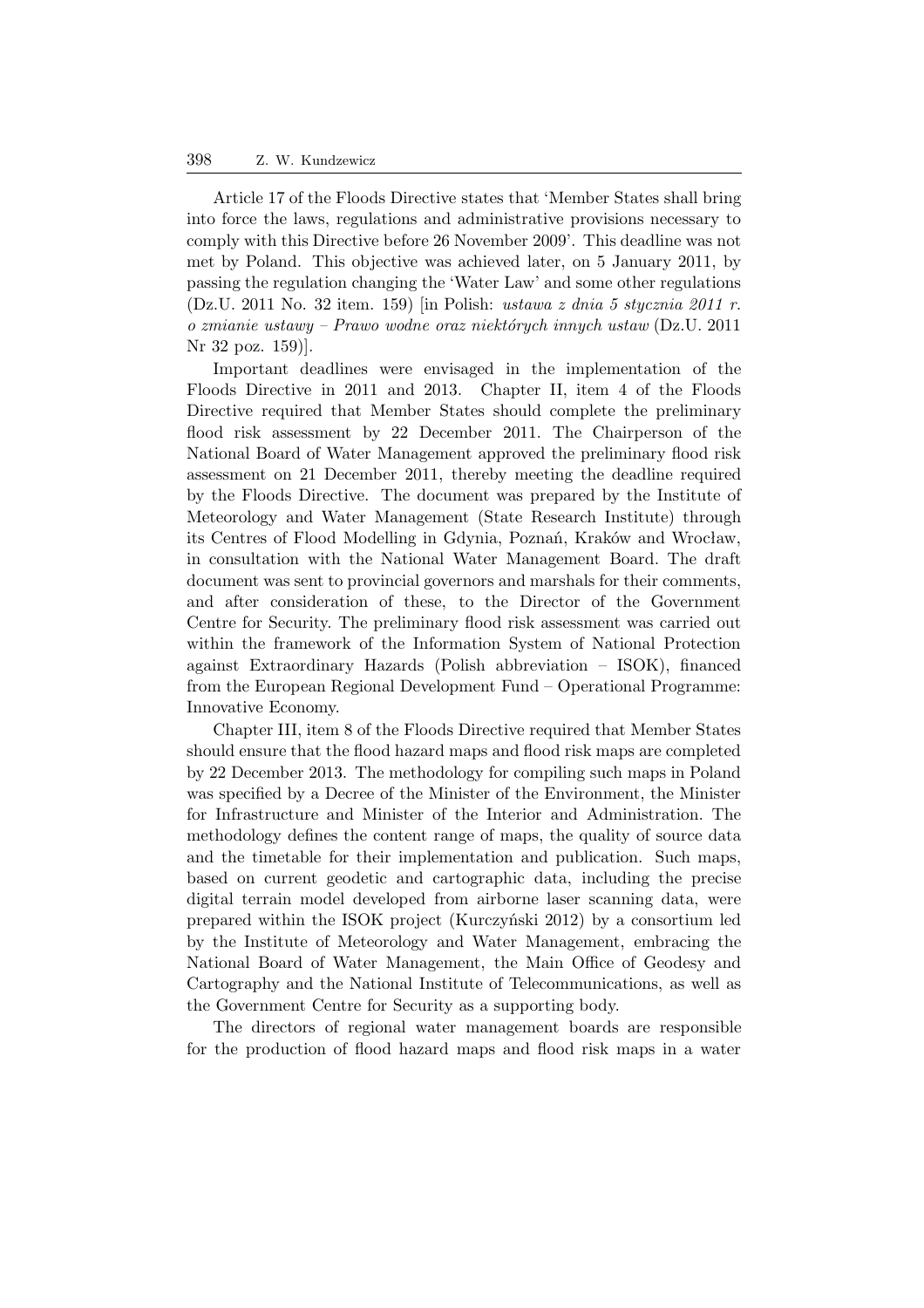Article 17 of the Floods Directive states that 'Member States shall bring into force the laws, regulations and administrative provisions necessary to comply with this Directive before 26 November 2009'. This deadline was not met by Poland. This objective was achieved later, on 5 January 2011, by passing the regulation changing the 'Water Law' and some other regulations (Dz.U. 2011 No. 32 item. 159) [in Polish: *ustawa z dnia 5 stycznia 2011 r. o zmianie ustawy – Prawo wodne oraz niektórych innych ustaw* (Dz.U. 2011 Nr 32 poz. 159)].

Important deadlines were envisaged in the implementation of the Floods Directive in 2011 and 2013. Chapter II, item 4 of the Floods Directive required that Member States should complete the preliminary flood risk assessment by 22 December 2011. The Chairperson of the National Board of Water Management approved the preliminary flood risk assessment on 21 December 2011, thereby meeting the deadline required by the Floods Directive. The document was prepared by the Institute of Meteorology and Water Management (State Research Institute) through its Centres of Flood Modelling in Gdynia, Poznań, Kraków and Wrocław, in consultation with the National Water Management Board. The draft document was sent to provincial governors and marshals for their comments, and after consideration of these, to the Director of the Government Centre for Security. The preliminary flood risk assessment was carried out within the framework of the Information System of National Protection against Extraordinary Hazards (Polish abbreviation – ISOK), financed from the European Regional Development Fund – Operational Programme: Innovative Economy.

Chapter III, item 8 of the Floods Directive required that Member States should ensure that the flood hazard maps and flood risk maps are completed by 22 December 2013. The methodology for compiling such maps in Poland was specified by a Decree of the Minister of the Environment, the Minister for Infrastructure and Minister of the Interior and Administration. The methodology defines the content range of maps, the quality of source data and the timetable for their implementation and publication. Such maps, based on current geodetic and cartographic data, including the precise digital terrain model developed from airborne laser scanning data, were prepared within the ISOK project (Kurczyński 2012) by a consortium led by the Institute of Meteorology and Water Management, embracing the National Board of Water Management, the Main Office of Geodesy and Cartography and the National Institute of Telecommunications, as well as the Government Centre for Security as a supporting body.

The directors of regional water management boards are responsible for the production of flood hazard maps and flood risk maps in a water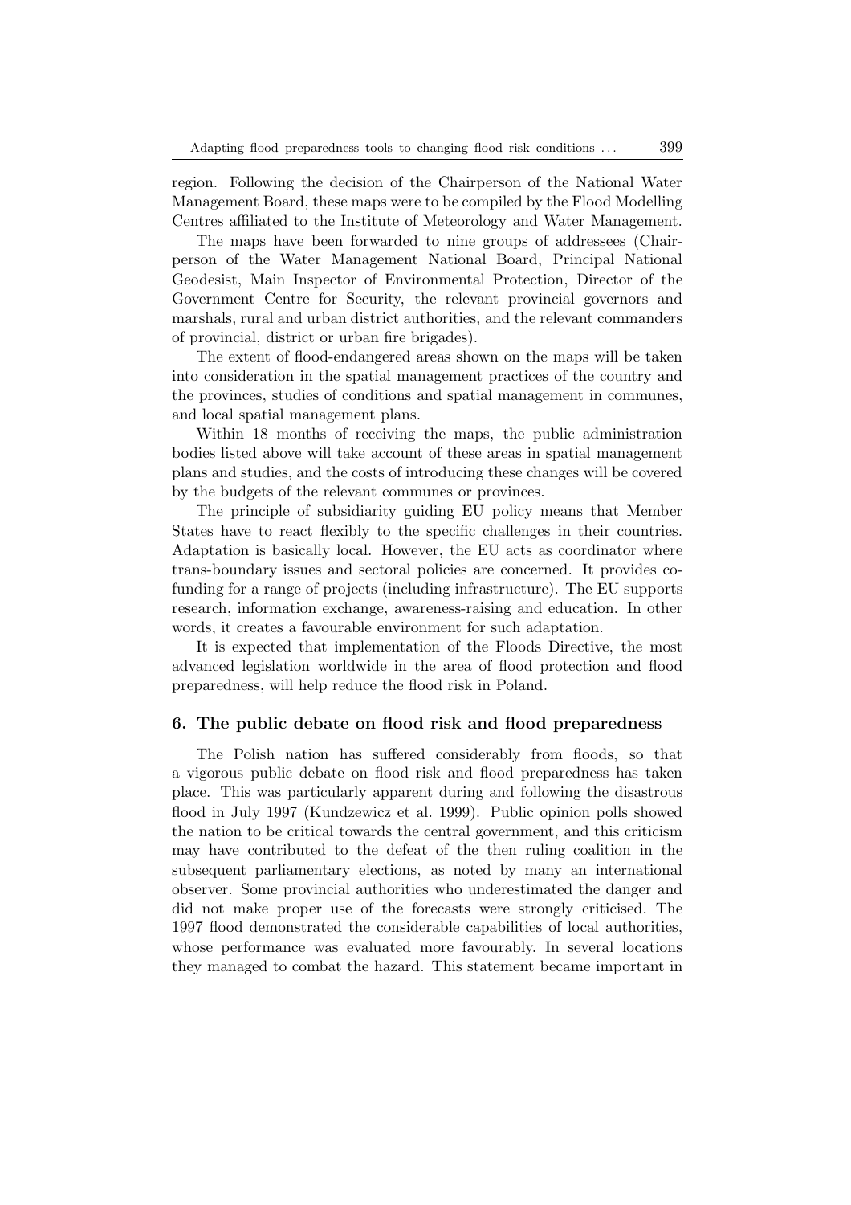region. Following the decision of the Chairperson of the National Water Management Board, these maps were to be compiled by the Flood Modelling Centres affiliated to the Institute of Meteorology and Water Management.

The maps have been forwarded to nine groups of addressees (Chairperson of the Water Management National Board, Principal National Geodesist, Main Inspector of Environmental Protection, Director of the Government Centre for Security, the relevant provincial governors and marshals, rural and urban district authorities, and the relevant commanders of provincial, district or urban fire brigades).

The extent of flood-endangered areas shown on the maps will be taken into consideration in the spatial management practices of the country and the provinces, studies of conditions and spatial management in communes, and local spatial management plans.

Within 18 months of receiving the maps, the public administration bodies listed above will take account of these areas in spatial management plans and studies, and the costs of introducing these changes will be covered by the budgets of the relevant communes or provinces.

The principle of subsidiarity guiding EU policy means that Member States have to react flexibly to the specific challenges in their countries. Adaptation is basically local. However, the EU acts as coordinator where trans-boundary issues and sectoral policies are concerned. It provides co-funding for a range of projects (including infrastructure). The EU supports research, information exchange, awareness-raising and education. In other words, it creates a favourable environment for such adaptation.

It is expected that implementation of the Floods Directive, the most advanced legislation worldwide in the area of flood protection and flood preparedness, will help reduce the flood risk in Poland.

## 6. The public debate on flood risk and flood preparedness

The Polish nation has suffered considerably from floods, so that a vigorous public debate on flood risk and flood preparedness has taken place. This was particularly apparent during and following the disastrous flood in July 1997 (Kundzewicz et al. 1999). Public opinion polls showed the nation to be critical towards the central government, and this criticism may have contributed to the defeat of the then ruling coalition in the subsequent parliamentary elections, as noted by many an international observer. Some provincial authorities who underestimated the danger and did not make proper use of the forecasts were strongly criticised. The 1997 flood demonstrated the considerable capabilities of local authorities, whose performance was evaluated more favourably. In several locations they managed to combat the hazard. This statement became important in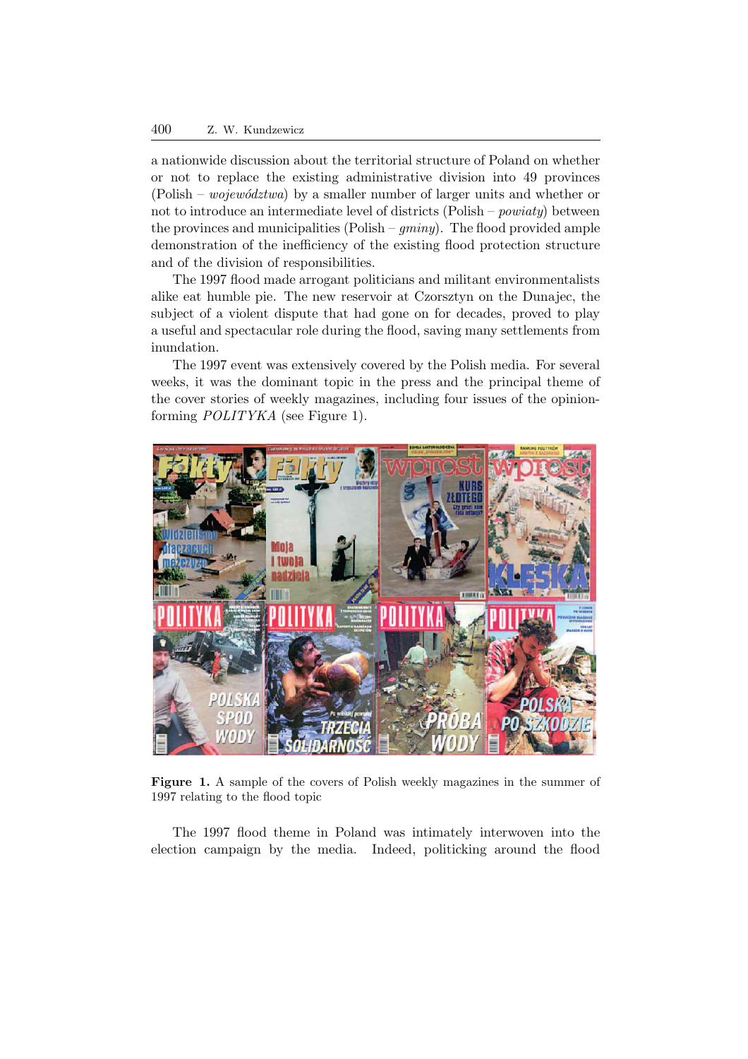a nationwide discussion about the territorial structure of Poland on whether or not to replace the existing administrative division into 49 provinces (Polish – *województwa*) by a smaller number of larger units and whether or not to introduce an intermediate level of districts (Polish – *powiaty*) between the provinces and municipalities (Polish – *gminy*). The flood provided ample demonstration of the inefficiency of the existing flood protection structure and of the division of responsibilities.

The 1997 flood made arrogant politicians and militant environmentalists alike eat humble pie. The new reservoir at Czorsztyn on the Dunajec, the subject of a violent dispute that had gone on for decades, proved to play a useful and spectacular role during the flood, saving many settlements from inundation.

The 1997 event was extensively covered by the Polish media. For several weeks, it was the dominant topic in the press and the principal theme of the cover stories of weekly magazines, including four issues of the opinion-forming *POLITYKA* (see Figure 1).

**Figure 1.** A sample of the covers of Polish weekly magazines in the summer of 1997 relating to the flood topic

The 1997 flood theme in Poland was intimately interwoven into the election campaign by the media. Indeed, politicking around the flood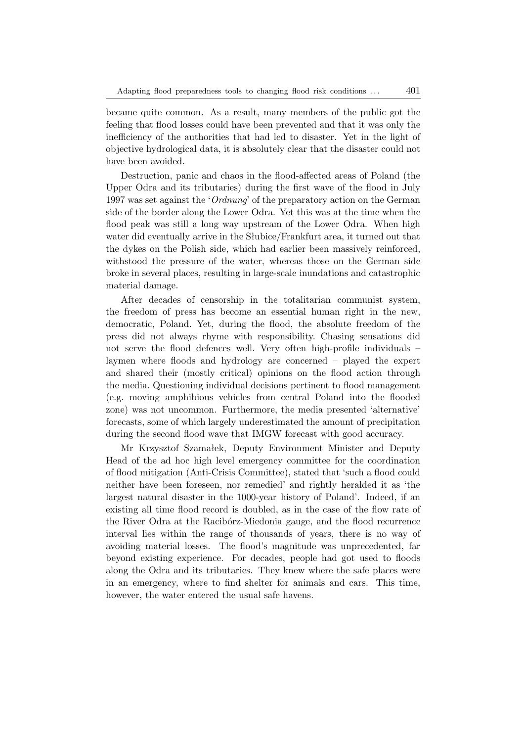became quite common. As a result, many members of the public got the feeling that flood losses could have been prevented and that it was only the inefficiency of the authorities that had led to disaster. Yet in the light of objective hydrological data, it is absolutely clear that the disaster could not have been avoided.

Destruction, panic and chaos in the flood-affected areas of Poland (the Upper Odra and its tributaries) during the first wave of the flood in July 1997 was set against the '*Ordnung*' of the preparatory action on the German side of the border along the Lower Odra. Yet this was at the time when the flood peak was still a long way upstream of the Lower Odra. When high water did eventually arrive in the Słubice/Frankfurt area, it turned out that the dykes on the Polish side, which had earlier been massively reinforced, withstood the pressure of the water, whereas those on the German side broke in several places, resulting in large-scale inundations and catastrophic material damage.

After decades of censorship in the totalitarian communist system, the freedom of press has become an essential human right in the new, democratic, Poland. Yet, during the flood, the absolute freedom of the press did not always rhyme with responsibility. Chasing sensations did not serve the flood defences well. Very often high-profile individuals – laymen where floods and hydrology are concerned – played the expert and shared their (mostly critical) opinions on the flood action through the media. Questioning individual decisions pertinent to flood management (e.g. moving amphibious vehicles from central Poland into the flooded zone) was not uncommon. Furthermore, the media presented 'alternative' forecasts, some of which largely underestimated the amount of precipitation during the second flood wave that IMGW forecast with good accuracy.

Mr Krzysztof Szamałek, Deputy Environment Minister and Deputy Head of the ad hoc high level emergency committee for the coordination of flood mitigation (Anti-Crisis Committee), stated that 'such a flood could neither have been foreseen, nor remedied' and rightly heralded it as 'the largest natural disaster in the 1000-year history of Poland'. Indeed, if an existing all time flood record is doubled, as in the case of the flow rate of the River Odra at the Racibórz-Miedonia gauge, and the flood recurrence interval lies within the range of thousands of years, there is no way of avoiding material losses. The flood's magnitude was unprecedented, far beyond existing experience. For decades, people had got used to floods along the Odra and its tributaries. They knew where the safe places were in an emergency, where to find shelter for animals and cars. This time, however, the water entered the usual safe havens.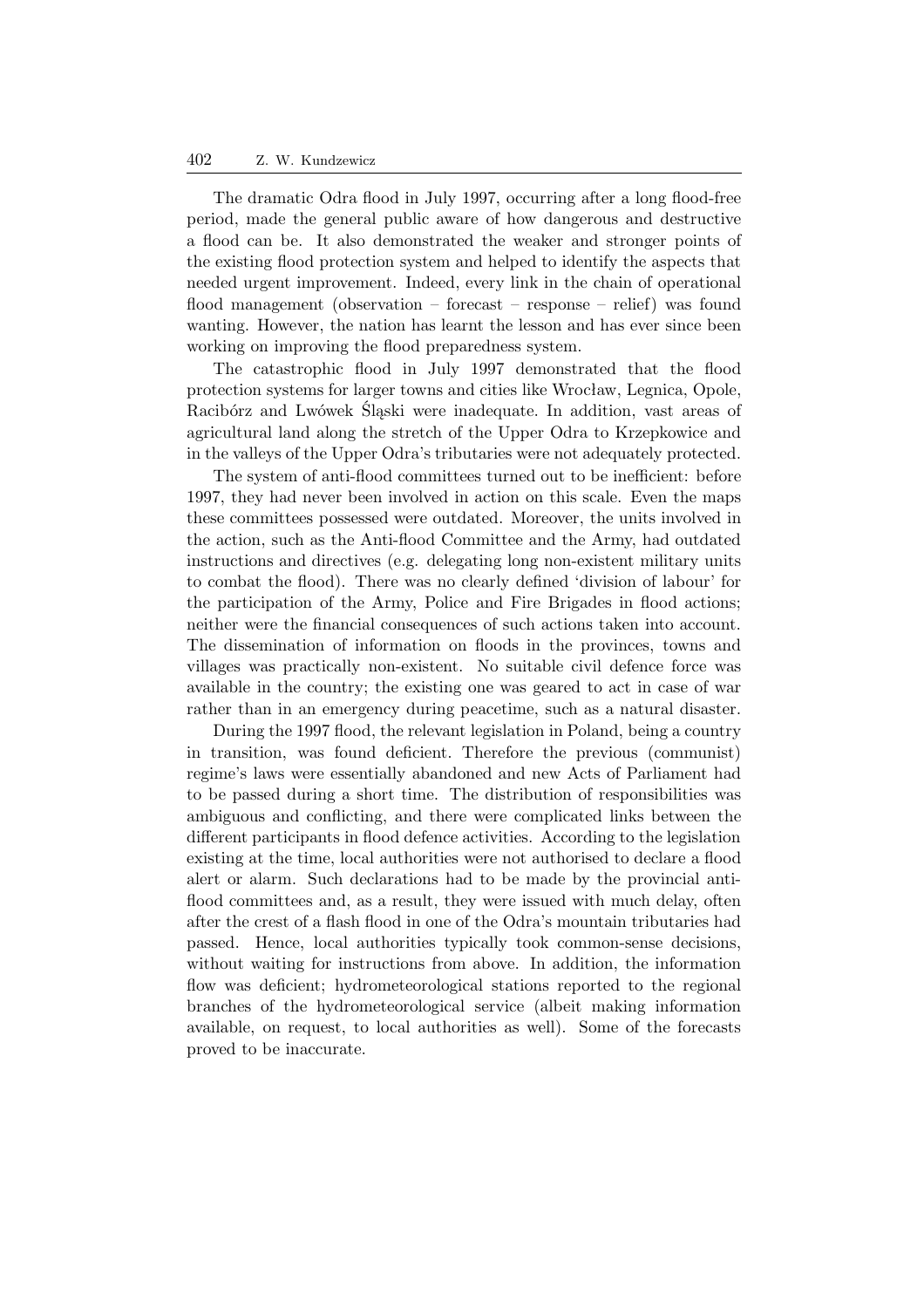The dramatic Odra flood in July 1997, occurring after a long flood-free period, made the general public aware of how dangerous and destructive a flood can be. It also demonstrated the weaker and stronger points of the existing flood protection system and helped to identify the aspects that needed urgent improvement. Indeed, every link in the chain of operational flood management (observation – forecast – response – relief) was found wanting. However, the nation has learnt the lesson and has ever since been working on improving the flood preparedness system.

The catastrophic flood in July 1997 demonstrated that the flood protection systems for larger towns and cities like Wrocław, Legnica, Opole, Racibórz and Lwówek Śląski were inadequate. In addition, vast areas of agricultural land along the stretch of the Upper Odra to Krzepkowice and in the valleys of the Upper Odra's tributaries were not adequately protected.

The system of anti-flood committees turned out to be inefficient: before 1997, they had never been involved in action on this scale. Even the maps these committees possessed were outdated. Moreover, the units involved in the action, such as the Anti-flood Committee and the Army, had outdated instructions and directives (e.g. delegating long non-existent military units to combat the flood). There was no clearly defined 'division of labour' for the participation of the Army, Police and Fire Brigades in flood actions; neither were the financial consequences of such actions taken into account. The dissemination of information on floods in the provinces, towns and villages was practically non-existent. No suitable civil defence force was available in the country; the existing one was geared to act in case of war rather than in an emergency during peacetime, such as a natural disaster.

During the 1997 flood, the relevant legislation in Poland, being a country in transition, was found deficient. Therefore the previous (communist) regime's laws were essentially abandoned and new Acts of Parliament had to be passed during a short time. The distribution of responsibilities was ambiguous and conflicting, and there were complicated links between the different participants in flood defence activities. According to the legislation existing at the time, local authorities were not authorised to declare a flood alert or alarm. Such declarations had to be made by the provincial anti-flood committees and, as a result, they were issued with much delay, often after the crest of a flash flood in one of the Odra's mountain tributaries had passed. Hence, local authorities typically took common-sense decisions, without waiting for instructions from above. In addition, the information flow was deficient; hydrometeorological stations reported to the regional branches of the hydrometeorological service (albeit making information available, on request, to local authorities as well). Some of the forecasts proved to be inaccurate.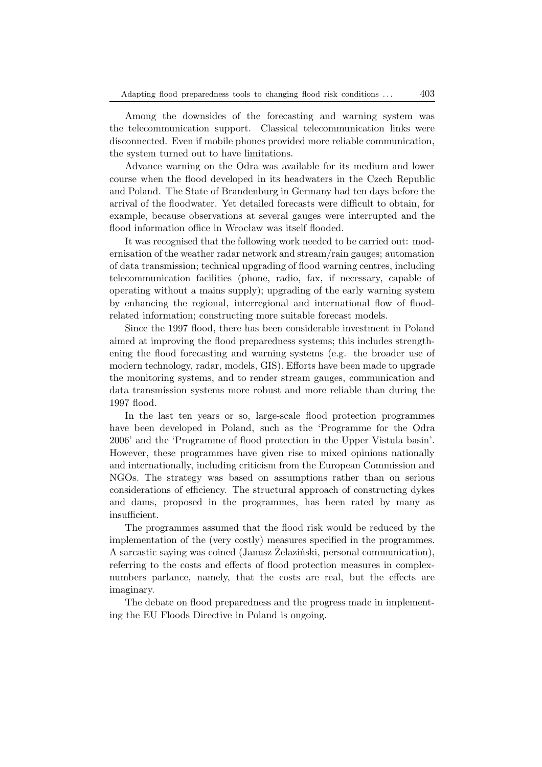Among the downsides of the forecasting and warning system was the telecommunication support. Classical telecommunication links were disconnected. Even if mobile phones provided more reliable communication, the system turned out to have limitations.

Advance warning on the Odra was available for its medium and lower course when the flood developed in its headwaters in the Czech Republic and Poland. The State of Brandenburg in Germany had ten days before the arrival of the floodwater. Yet detailed forecasts were difficult to obtain, for example, because observations at several gauges were interrupted and the flood information office in Wrocław was itself flooded.

It was recognised that the following work needed to be carried out: modernisation of the weather radar network and stream/rain gauges; automation of data transmission; technical upgrading of flood warning centres, including telecommunication facilities (phone, radio, fax, if necessary, capable of operating without a mains supply); upgrading of the early warning system by enhancing the regional, interregional and international flow of flood-related information; constructing more suitable forecast models.

Since the 1997 flood, there has been considerable investment in Poland aimed at improving the flood preparedness systems; this includes strengthening the flood forecasting and warning systems (e.g. the broader use of modern technology, radar, models, GIS). Efforts have been made to upgrade the monitoring systems, and to render stream gauges, communication and data transmission systems more robust and more reliable than during the 1997 flood.

In the last ten years or so, large-scale flood protection programmes have been developed in Poland, such as the 'Programme for the Odra 2006' and the 'Programme of flood protection in the Upper Vistula basin'. However, these programmes have given rise to mixed opinions nationally and internationally, including criticism from the European Commission and NGOs. The strategy was based on assumptions rather than on serious considerations of efficiency. The structural approach of constructing dykes and dams, proposed in the programmes, has been rated by many as insufficient.

The programmes assumed that the flood risk would be reduced by the implementation of the (very costly) measures specified in the programmes. A sarcastic saying was coined (Janusz Żelaziński, personal communication), referring to the costs and effects of flood protection measures in complex-numbers parlance, namely, that the costs are real, but the effects are imaginary.

The debate on flood preparedness and the progress made in implementing the EU Floods Directive in Poland is ongoing.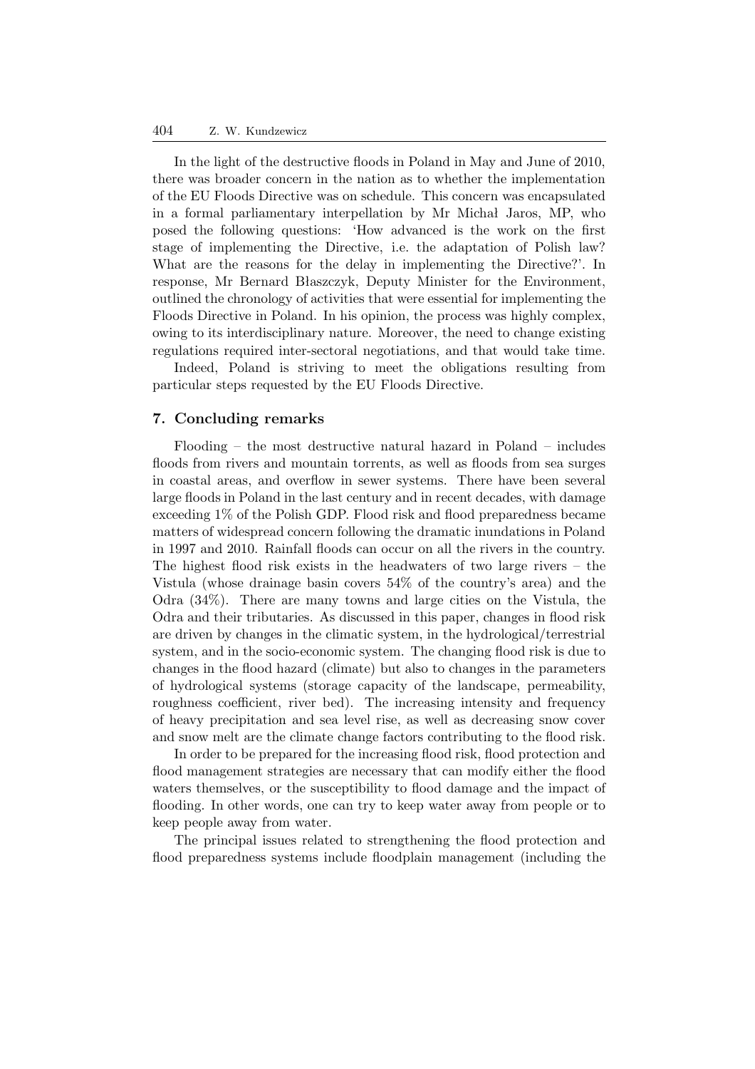In the light of the destructive floods in Poland in May and June of 2010, there was broader concern in the nation as to whether the implementation of the EU Floods Directive was on schedule. This concern was encapsulated in a formal parliamentary interpellation by Mr Michał Jaros, MP, who posed the following questions: 'How advanced is the work on the first stage of implementing the Directive, i.e. the adaptation of Polish law? What are the reasons for the delay in implementing the Directive?'. In response, Mr Bernard Błaszczyk, Deputy Minister for the Environment, outlined the chronology of activities that were essential for implementing the Floods Directive in Poland. In his opinion, the process was highly complex, owing to its interdisciplinary nature. Moreover, the need to change existing regulations required inter-sectoral negotiations, and that would take time.

Indeed, Poland is striving to meet the obligations resulting from particular steps requested by the EU Floods Directive.

## 7. Concluding remarks

Flooding – the most destructive natural hazard in Poland – includes floods from rivers and mountain torrents, as well as floods from sea surges in coastal areas, and overflow in sewer systems. There have been several large floods in Poland in the last century and in recent decades, with damage exceeding 1% of the Polish GDP. Flood risk and flood preparedness became matters of widespread concern following the dramatic inundations in Poland in 1997 and 2010. Rainfall floods can occur on all the rivers in the country. The highest flood risk exists in the headwaters of two large rivers – the Vistula (whose drainage basin covers 54% of the country's area) and the Odra (34%). There are many towns and large cities on the Vistula, the Odra and their tributaries. As discussed in this paper, changes in flood risk are driven by changes in the climatic system, in the hydrological/terrestrial system, and in the socio-economic system. The changing flood risk is due to changes in the flood hazard (climate) but also to changes in the parameters of hydrological systems (storage capacity of the landscape, permeability, roughness coefficient, river bed). The increasing intensity and frequency of heavy precipitation and sea level rise, as well as decreasing snow cover and snow melt are the climate change factors contributing to the flood risk.

In order to be prepared for the increasing flood risk, flood protection and flood management strategies are necessary that can modify either the flood waters themselves, or the susceptibility to flood damage and the impact of flooding. In other words, one can try to keep water away from people or to keep people away from water.

The principal issues related to strengthening the flood protection and flood preparedness systems include floodplain management (including the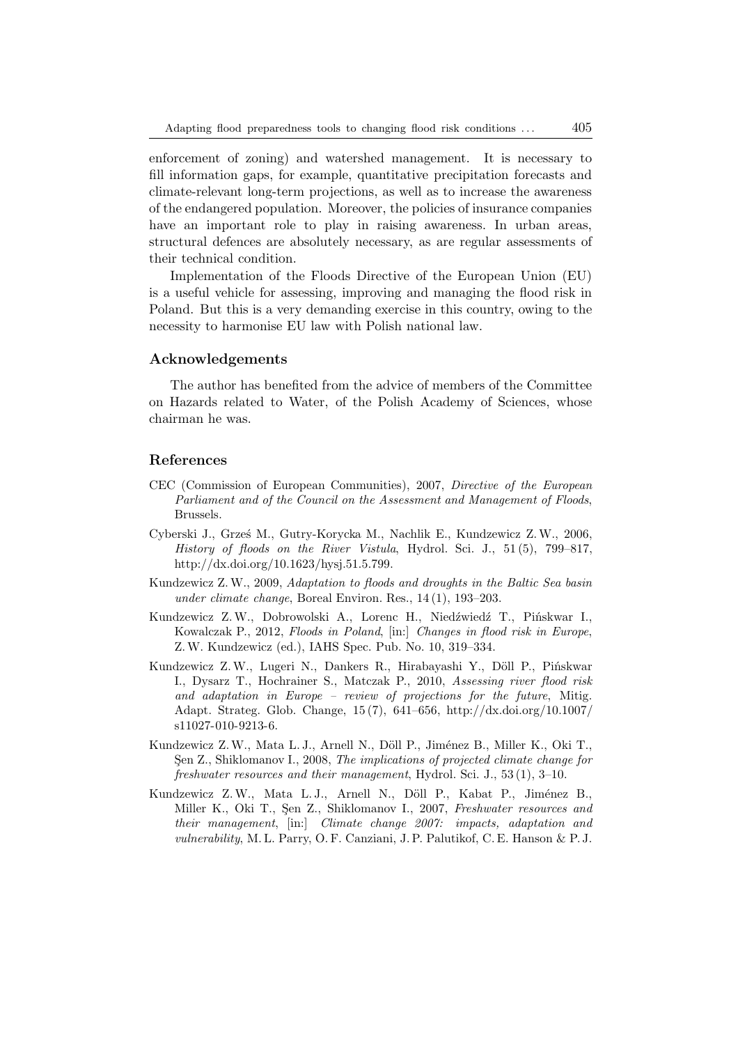enforcement of zoning) and watershed management. It is necessary to fill information gaps, for example, quantitative precipitation forecasts and climate-relevant long-term projections, as well as to increase the awareness of the endangered population. Moreover, the policies of insurance companies have an important role to play in raising awareness. In urban areas, structural defences are absolutely necessary, as are regular assessments of their technical condition.

Implementation of the Floods Directive of the European Union (EU) is a useful vehicle for assessing, improving and managing the flood risk in Poland. But this is a very demanding exercise in this country, owing to the necessity to harmonise EU law with Polish national law.

## Acknowledgements

The author has benefited from the advice of members of the Committee on Hazards related to Water, of the Polish Academy of Sciences, whose chairman he was.

## References

CEC (Commission of European Communities), 2007, *Directive of the European Parliament and of the Council on the Assessment and Management of Floods*, Brussels.

Cyberski J., Grześ M., Gutry-Korycka M., Nachlik E., Kundzewicz Z. W., 2006, *History of floods on the River Vistula*, Hydrol. Sci. J., 51 (5), 799–817, http://dx.doi.org/10.1623/hysj.51.5.799.

Kundzewicz Z. W., 2009, *Adaptation to floods and droughts in the Baltic Sea basin under climate change*, Boreal Environ. Res., 14 (1), 193–203.

Kundzewicz Z. W., Dobrowolski A., Lorenc H., Niedźwiedź T., Pińskwar I., Kowalczak P., 2012, *Floods in Poland*, [in:] *Changes in flood risk in Europe*, Z. W. Kundzewicz (ed.), IAHS Spec. Pub. No. 10, 319–334.

Kundzewicz Z. W., Lugeri N., Dankers R., Hirabayashi Y., Döll P., Pińskwar I., Dysarz T., Hochrainer S., Matczak P., 2010, *Assessing river flood risk and adaptation in Europe – review of projections for the future*, Mitig. Adapt. Strateg. Glob. Change, 15 (7), 641–656, http://dx.doi.org/10.1007/s11027-010-9213-6.

Kundzewicz Z. W., Mata L. J., Arnell N., Döll P., Jiménez B., Miller K., Oki T., Şen Z., Shiklomanov I., 2008, *The implications of projected climate change for freshwater resources and their management*, Hydrol. Sci. J., 53 (1), 3–10.

Kundzewicz Z. W., Mata L. J., Arnell N., Döll P., Kabat P., Jiménez B., Miller K., Oki T., Şen Z., Shiklomanov I., 2007, *Freshwater resources and their management*, [in:] *Climate change 2007: impacts, adaptation and vulnerability*, M. L. Parry, O. F. Canziani, J. P. Palutikof, C. E. Hanson & P. J.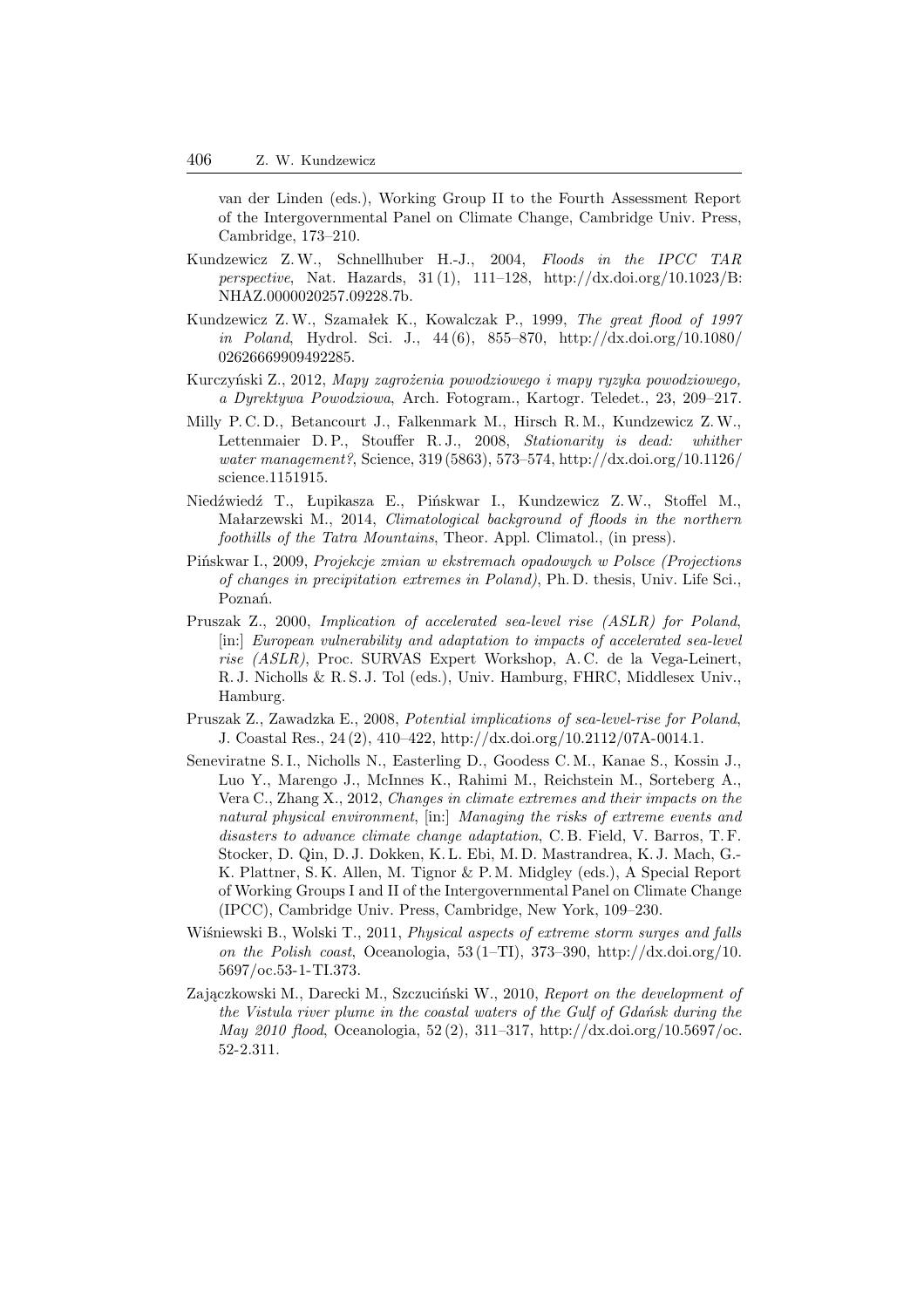van der Linden (eds.), Working Group II to the Fourth Assessment Report of the Intergovernmental Panel on Climate Change, Cambridge Univ. Press, Cambridge, 173–210.

Kundzewicz Z. W., Schnellhuber H.-J., 2004, *Floods in the IPCC TAR perspective*, Nat. Hazards, 31 (1), 111–128, http://dx.doi.org/10.1023/B:NHAZ.0000020257.09228.7b.

Kundzewicz Z. W., Szamałek K., Kowalczak P., 1999, *The great flood of 1997 in Poland*, Hydrol. Sci. J., 44 (6), 855–870, http://dx.doi.org/10.1080/02626669909492285.

Kurczyński Z., 2012, *Mapy zagrożenia powodziowego i mapy ryzyka powodziowego, a Dyrektywa Powodziowa*, Arch. Fotogram., Kartogr. Teledet., 23, 209–217.

Milly P. C. D., Betancourt J., Falkenmark M., Hirsch R. M., Kundzewicz Z. W., Lettenmaier D. P., Stouffer R. J., 2008, *Stationarity is dead: whither water management?*, Science, 319 (5863), 573–574, http://dx.doi.org/10.1126/science.1151915.

Niedźwiedź T., Łupikasza E., Pińskwar I., Kundzewicz Z. W., Stoffel M., Małarzewski M., 2014, *Climatological background of floods in the northern foothills of the Tatra Mountains*, Theor. Appl. Climatol., (in press).

Pińskwar I., 2009, *Projekcje zmian w ekstremach opadowych w Polsce (Projections of changes in precipitation extremes in Poland)*, Ph. D. thesis, Univ. Life Sci., Poznań.

Pruszak Z., 2000, *Implication of accelerated sea-level rise (ASLR) for Poland*, [in:] *European vulnerability and adaptation to impacts of accelerated sea-level rise (ASLR)*, Proc. SURVAS Expert Workshop, A. C. de la Vega-Leinert, R. J. Nicholls & R. S. J. Tol (eds.), Univ. Hamburg, FHRC, Middlesex Univ., Hamburg.

Pruszak Z., Zawadzka E., 2008, *Potential implications of sea-level-rise for Poland*, J. Coastal Res., 24 (2), 410–422, http://dx.doi.org/10.2112/07A-0014.1.

Seneviratne S. I., Nicholls N., Easterling D., Goodess C. M., Kanae S., Kossin J., Luo Y., Marengo J., McInnes K., Rahimi M., Reichstein M., Sorteberg A., Vera C., Zhang X., 2012, *Changes in climate extremes and their impacts on the natural physical environment*, [in:] *Managing the risks of extreme events and disasters to advance climate change adaptation*, C. B. Field, V. Barros, T. F. Stocker, D. Qin, D. J. Dokken, K. L. Ebi, M. D. Mastrandrea, K. J. Mach, G.-K. Plattner, S. K. Allen, M. Tignor & P. M. Midgley (eds.), A Special Report of Working Groups I and II of the Intergovernmental Panel on Climate Change (IPCC), Cambridge Univ. Press, Cambridge, New York, 109–230.

Wiśniewski B., Wolski T., 2011, *Physical aspects of extreme storm surges and falls on the Polish coast*, Oceanologia, 53 (1–TI), 373–390, http://dx.doi.org/10.5697/oc.53-1-TI.373.

Zajączkowski M., Darecki M., Szczuciński W., 2010, *Report on the development of the Vistula river plume in the coastal waters of the Gulf of Gdańsk during the May 2010 flood*, Oceanologia, 52 (2), 311–317, http://dx.doi.org/10.5697/oc.52-2.311.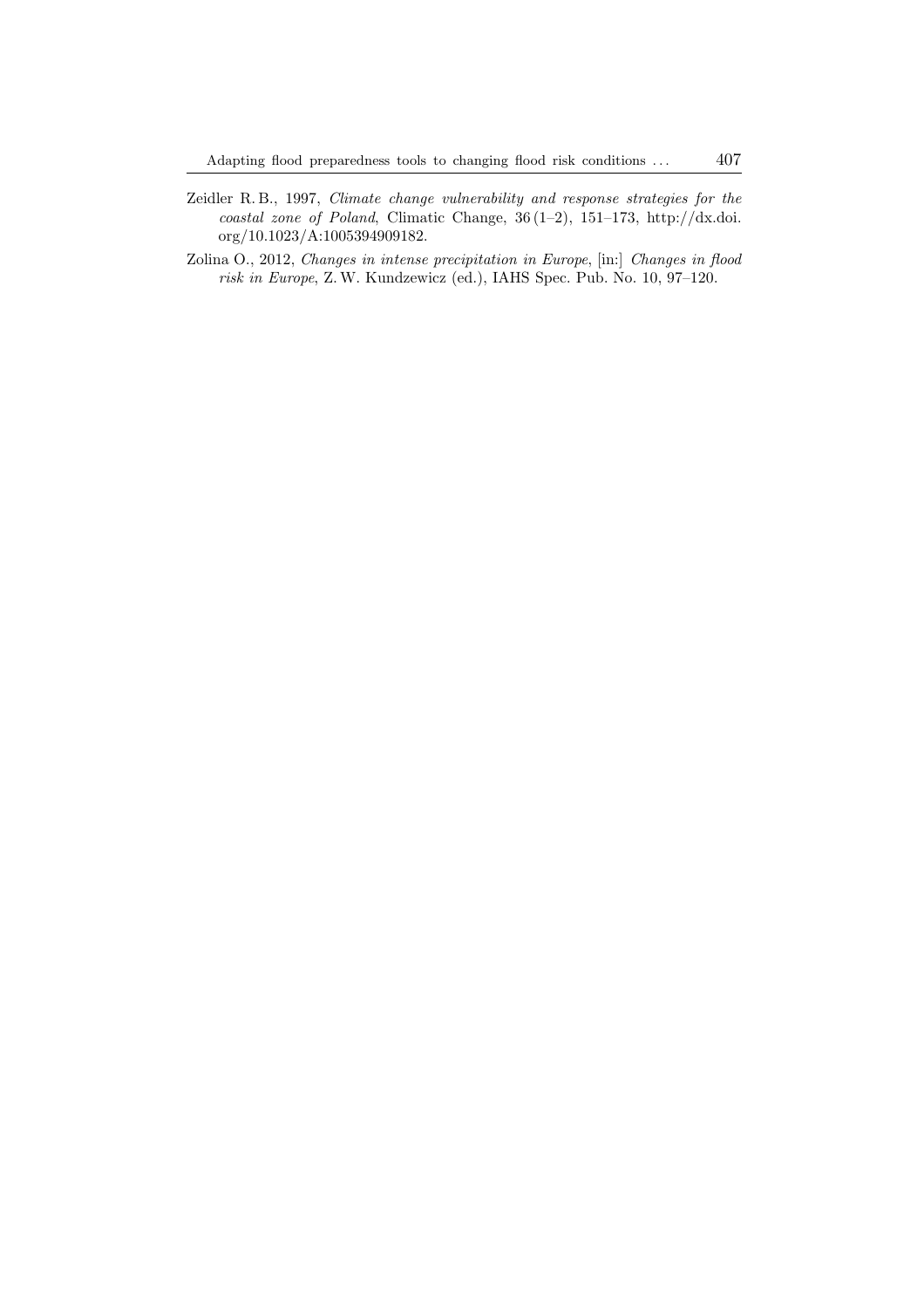Zeidler R. B., 1997, *Climate change vulnerability and response strategies for the coastal zone of Poland*, Climatic Change, 36 (1–2), 151–173, http://dx.doi.org/10.1023/A:1005394909182.

Zolina O., 2012, *Changes in intense precipitation in Europe*, [in:] *Changes in flood risk in Europe*, Z. W. Kundzewicz (ed.), IAHS Spec. Pub. No. 10, 97–120.